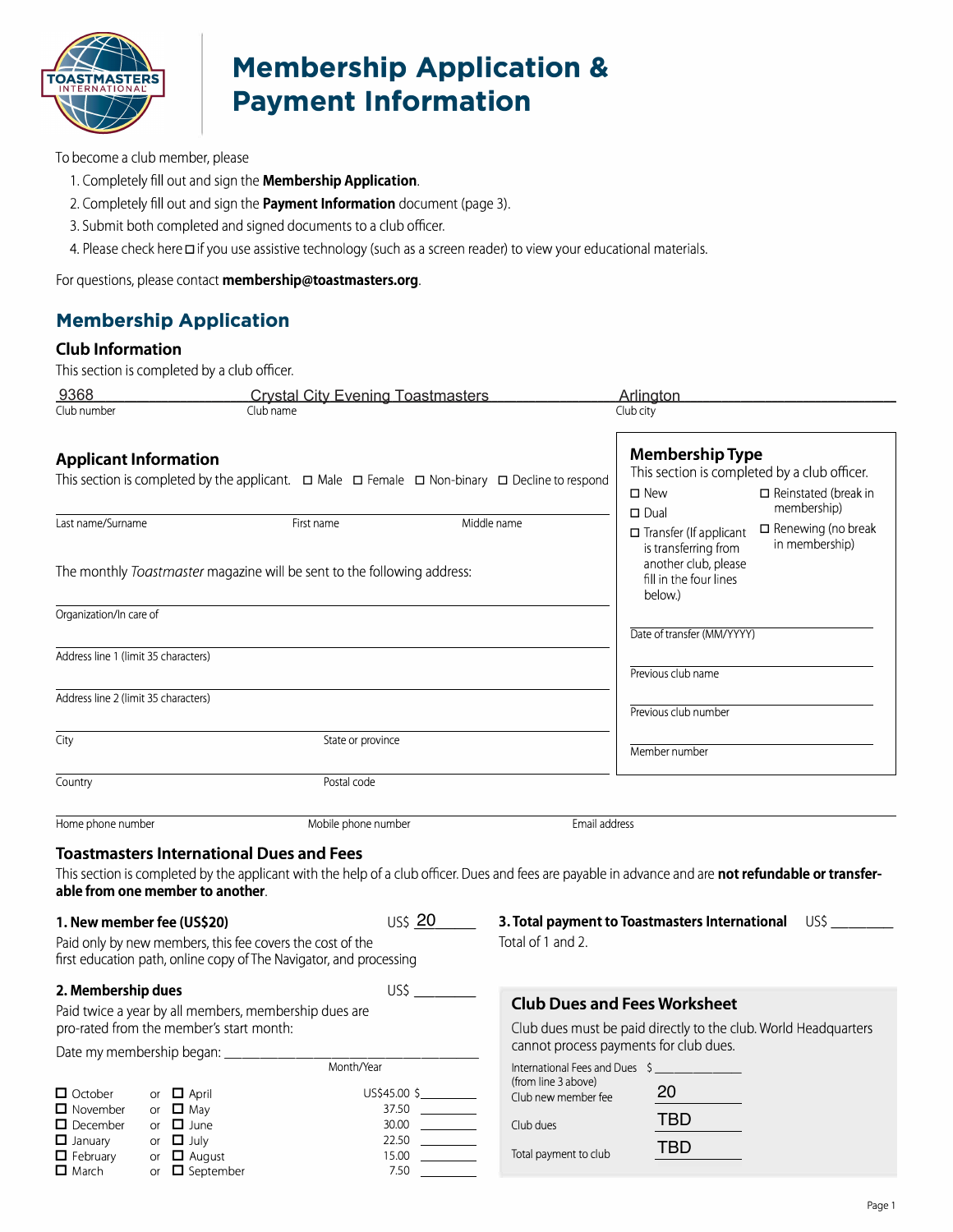# Membership Application & Payment Information

To become a club member, please

1. Completely fill out and sign the **Membership Application**.
2. Completely fill out and sign the **Payment Information** document (page 3).
3. Submit both completed and signed documents to a club officer.
4. Please check here ☐ if you use assistive technology (such as a screen reader) to view your educational materials.

For questions, please contact **membership@toastmasters.org**.

## Membership Application

### Club Information

This section is completed by a club officer.

| 9368 | Crystal City Evening Toastmasters | Arlington |
|---|---|---|
| Club number | Club name | Club city |

### Applicant Information

This section is completed by the applicant. ☐ Male ☐ Female ☐ Non-binary ☐ Decline to respond

Last name/Surname ______ First name ______ Middle name ______

The monthly *Toastmaster* magazine will be sent to the following address:

Organization/In care of ______

Address line 1 (limit 35 characters) ______

Address line 2 (limit 35 characters) ______

City ______ State or province ______

Country ______ Postal code ______

Home phone number ______ Mobile phone number ______ Email address ______

### Membership Type

This section is completed by a club officer.

- ☐ New
- ☐ Dual
- ☐ Transfer (If applicant is transferring from another club, please fill in the four lines below.)
- ☐ Reinstated (break in membership)
- ☐ Renewing (no break in membership)

Date of transfer (MM/YYYY) ______

Previous club name ______

Previous club number ______

Member number ______

### Toastmasters International Dues and Fees

This section is completed by the applicant with the help of a club officer. Dues and fees are payable in advance and are **not refundable or transferable from one member to another**.

**1. New member fee (US$20)** US$ 20

Paid only by new members, this fee covers the cost of the first education path, online copy of The Navigator, and processing

**2. Membership dues** US$ ______

Paid twice a year by all members, membership dues are pro-rated from the member's start month:

Date my membership began: ______ (Month/Year)

| | | | | |
|---|---|---|---|---|
| ☐ October | or | ☐ April | US$45.00 | $______ |
| ☐ November | or | ☐ May | 37.50 | ______ |
| ☐ December | or | ☐ June | 30.00 | ______ |
| ☐ January | or | ☐ July | 22.50 | ______ |
| ☐ February | or | ☐ August | 15.00 | ______ |
| ☐ March | or | ☐ September | 7.50 | ______ |

**3. Total payment to Toastmasters International** US$ ______

Total of 1 and 2.

### Club Dues and Fees Worksheet

Club dues must be paid directly to the club. World Headquarters cannot process payments for club dues.

| | |
|---|---|
| International Fees and Dues (from line 3 above) | $ ______ |
| Club new member fee | 20 |
| Club dues | TBD |
| Total payment to club | TBD |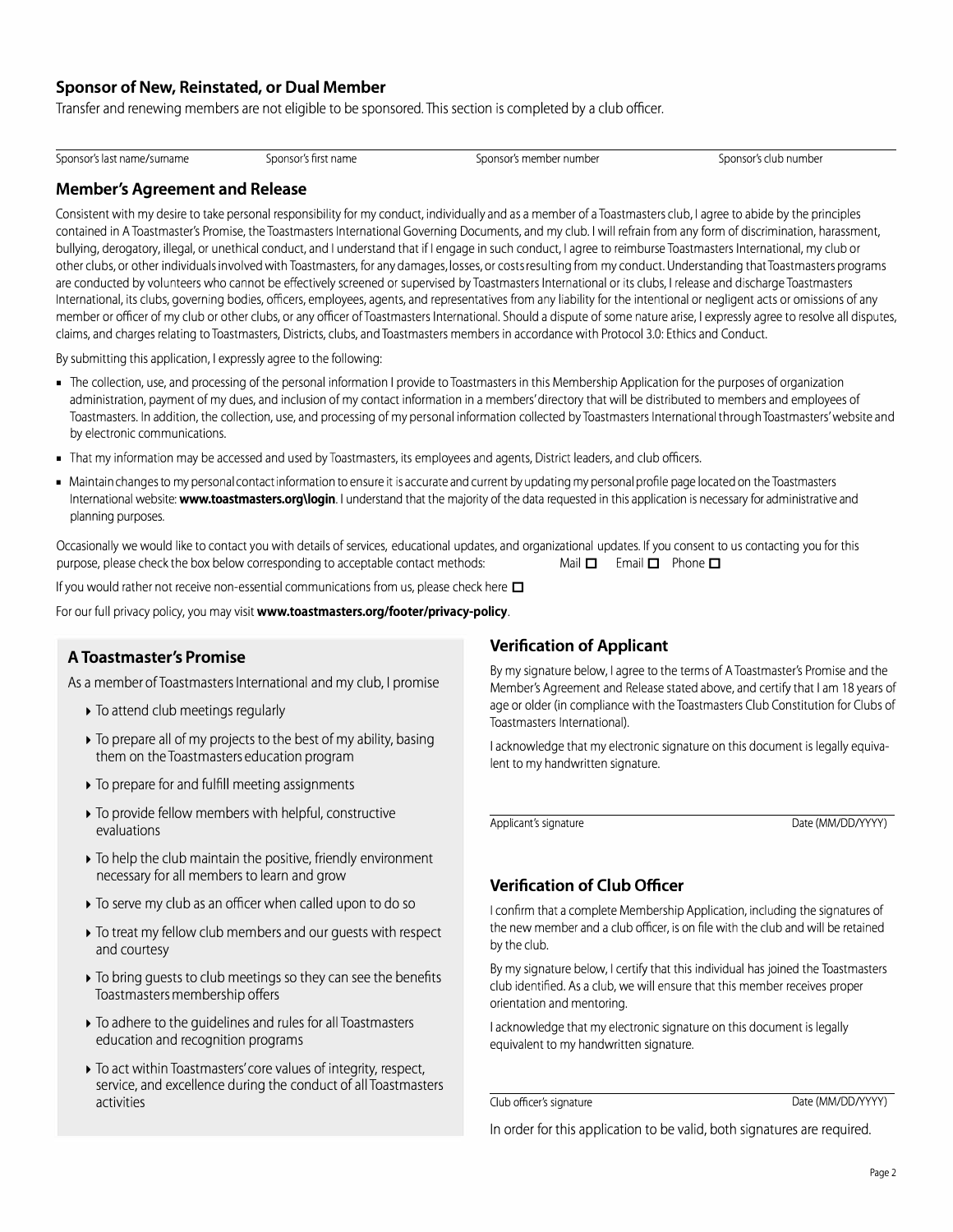## Sponsor of New, Reinstated, or Dual Member

Transfer and renewing members are not eligible to be sponsored. This section is completed by a club officer.

| Sponsor's last name/surname | Sponsor's first name | Sponsor's member number | Sponsor's club number |
|---|---|---|---|
| | | | |

## Member's Agreement and Release

Consistent with my desire to take personal responsibility for my conduct, individually and as a member of a Toastmasters club, I agree to abide by the principles contained in A Toastmaster's Promise, the Toastmasters International Governing Documents, and my club. I will refrain from any form of discrimination, harassment, bullying, derogatory, illegal, or unethical conduct, and I understand that if I engage in such conduct, I agree to reimburse Toastmasters International, my club or other clubs, or other individuals involved with Toastmasters, for any damages, losses, or costs resulting from my conduct. Understanding that Toastmasters programs are conducted by volunteers who cannot be effectively screened or supervised by Toastmasters International or its clubs, I release and discharge Toastmasters International, its clubs, governing bodies, officers, employees, agents, and representatives from any liability for the intentional or negligent acts or omissions of any member or officer of my club or other clubs, or any officer of Toastmasters International. Should a dispute of some nature arise, I expressly agree to resolve all disputes, claims, and charges relating to Toastmasters, Districts, clubs, and Toastmasters members in accordance with Protocol 3.0: Ethics and Conduct.

By submitting this application, I expressly agree to the following:

- The collection, use, and processing of the personal information I provide to Toastmasters in this Membership Application for the purposes of organization administration, payment of my dues, and inclusion of my contact information in a members' directory that will be distributed to members and employees of Toastmasters. In addition, the collection, use, and processing of my personal information collected by Toastmasters International through Toastmasters' website and by electronic communications.
- That my information may be accessed and used by Toastmasters, its employees and agents, District leaders, and club officers.
- Maintain changes to my personal contact information to ensure it is accurate and current by updating my personal profile page located on the Toastmasters International website: **www.toastmasters.org\login**. I understand that the majority of the data requested in this application is necessary for administrative and planning purposes.

Occasionally we would like to contact you with details of services, educational updates, and organizational updates. If you consent to us contacting you for this purpose, please check the box below corresponding to acceptable contact methods: Mail ☐ Email ☐ Phone ☐

If you would rather not receive non-essential communications from us, please check here ☐

For our full privacy policy, you may visit **www.toastmasters.org/footer/privacy-policy**.

### A Toastmaster's Promise

As a member of Toastmasters International and my club, I promise

- To attend club meetings regularly
- To prepare all of my projects to the best of my ability, basing them on the Toastmasters education program
- To prepare for and fulfill meeting assignments
- To provide fellow members with helpful, constructive evaluations
- To help the club maintain the positive, friendly environment necessary for all members to learn and grow
- To serve my club as an officer when called upon to do so
- To treat my fellow club members and our guests with respect and courtesy
- To bring guests to club meetings so they can see the benefits Toastmasters membership offers
- To adhere to the guidelines and rules for all Toastmasters education and recognition programs
- To act within Toastmasters' core values of integrity, respect, service, and excellence during the conduct of all Toastmasters activities

### Verification of Applicant

By my signature below, I agree to the terms of A Toastmaster's Promise and the Member's Agreement and Release stated above, and certify that I am 18 years of age or older (in compliance with the Toastmasters Club Constitution for Clubs of Toastmasters International).

I acknowledge that my electronic signature on this document is legally equivalent to my handwritten signature.

| Applicant's signature | Date (MM/DD/YYYY) |
|---|---|
| | |

### Verification of Club Officer

I confirm that a complete Membership Application, including the signatures of the new member and a club officer, is on file with the club and will be retained by the club.

By my signature below, I certify that this individual has joined the Toastmasters club identified. As a club, we will ensure that this member receives proper orientation and mentoring.

I acknowledge that my electronic signature on this document is legally equivalent to my handwritten signature.

| Club officer's signature | Date (MM/DD/YYYY) |
|---|---|
| | |

In order for this application to be valid, both signatures are required.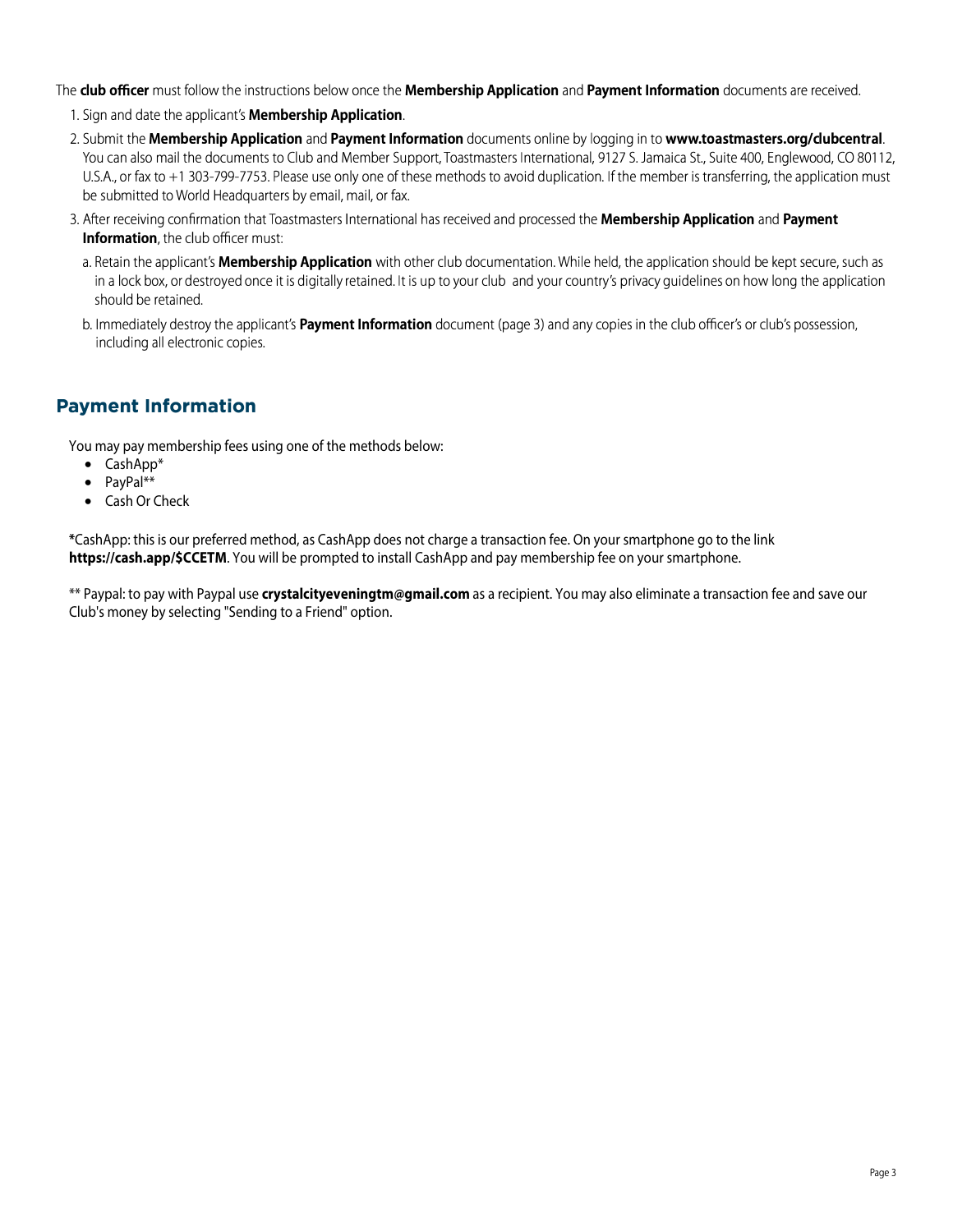The **club officer** must follow the instructions below once the **Membership Application** and **Payment Information** documents are received.

1. Sign and date the applicant's **Membership Application**.
2. Submit the **Membership Application** and **Payment Information** documents online by logging in to **www.toastmasters.org/clubcentral**. You can also mail the documents to Club and Member Support, Toastmasters International, 9127 S. Jamaica St., Suite 400, Englewood, CO 80112, U.S.A., or fax to +1 303-799-7753. Please use only one of these methods to avoid duplication. If the member is transferring, the application must be submitted to World Headquarters by email, mail, or fax.
3. After receiving confirmation that Toastmasters International has received and processed the **Membership Application** and **Payment Information**, the club officer must:

   a. Retain the applicant's **Membership Application** with other club documentation. While held, the application should be kept secure, such as in a lock box, or destroyed once it is digitally retained. It is up to your club and your country's privacy guidelines on how long the application should be retained.

   b. Immediately destroy the applicant's **Payment Information** document (page 3) and any copies in the club officer's or club's possession, including all electronic copies.

## Payment Information

You may pay membership fees using one of the methods below:

- CashApp*
- PayPal**
- Cash Or Check

*CashApp: this is our preferred method, as CashApp does not charge a transaction fee. On your smartphone go to the link **https://cash.app/$CCETM**. You will be prompted to install CashApp and pay membership fee on your smartphone.

** Paypal: to pay with Paypal use **crystalcityeveningtm@gmail.com** as a recipient. You may also eliminate a transaction fee and save our Club's money by selecting "Sending to a Friend" option.